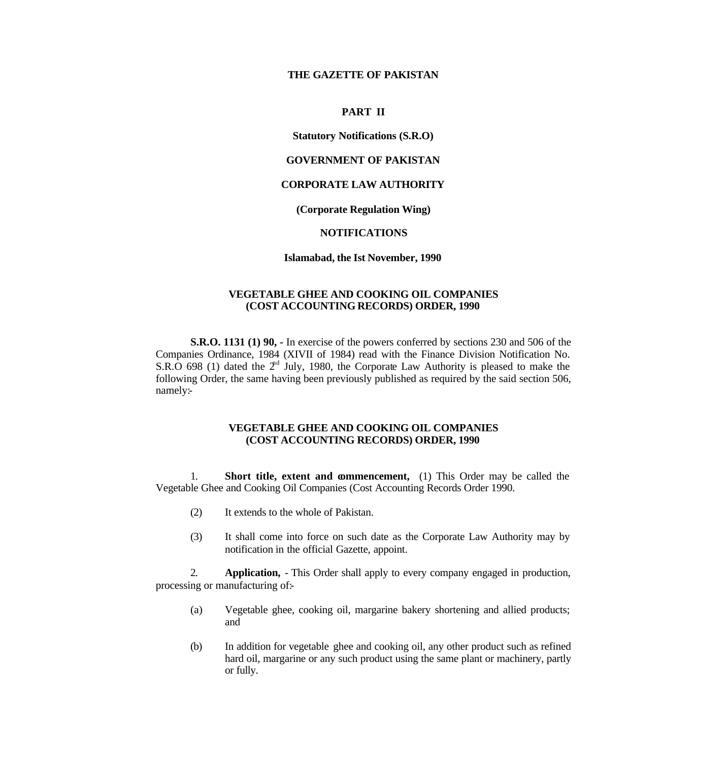**THE GAZETTE OF PAKISTAN**

**PART II**

**Statutory Notifications (S.R.O)**

**GOVERNMENT OF PAKISTAN**

**CORPORATE LAW AUTHORITY**

**(Corporate Regulation Wing)**

**NOTIFICATIONS**

**Islamabad, the Ist November, 1990**

## VEGETABLE GHEE AND COOKING OIL COMPANIES (COST ACCOUNTING RECORDS) ORDER, 1990

**S.R.O. 1131 (1) 90, -** In exercise of the powers conferred by sections 230 and 506 of the Companies Ordinance, 1984 (XIVII of 1984) read with the Finance Division Notification No. S.R.O 698 (1) dated the 2nd July, 1980, the Corporate Law Authority is pleased to make the following Order, the same having been previously published as required by the said section 506, namely:-

## VEGETABLE GHEE AND COOKING OIL COMPANIES (COST ACCOUNTING RECORDS) ORDER, 1990

1. **Short title, extent and commencement,** (1) This Order may be called the Vegetable Ghee and Cooking Oil Companies (Cost Accounting Records Order 1990.

   (2) It extends to the whole of Pakistan.

   (3) It shall come into force on such date as the Corporate Law Authority may by notification in the official Gazette, appoint.

2. **Application,** - This Order shall apply to every company engaged in production, processing or manufacturing of:-

   (a) Vegetable ghee, cooking oil, margarine bakery shortening and allied products; and

   (b) In addition for vegetable ghee and cooking oil, any other product such as refined hard oil, margarine or any such product using the same plant or machinery, partly or fully.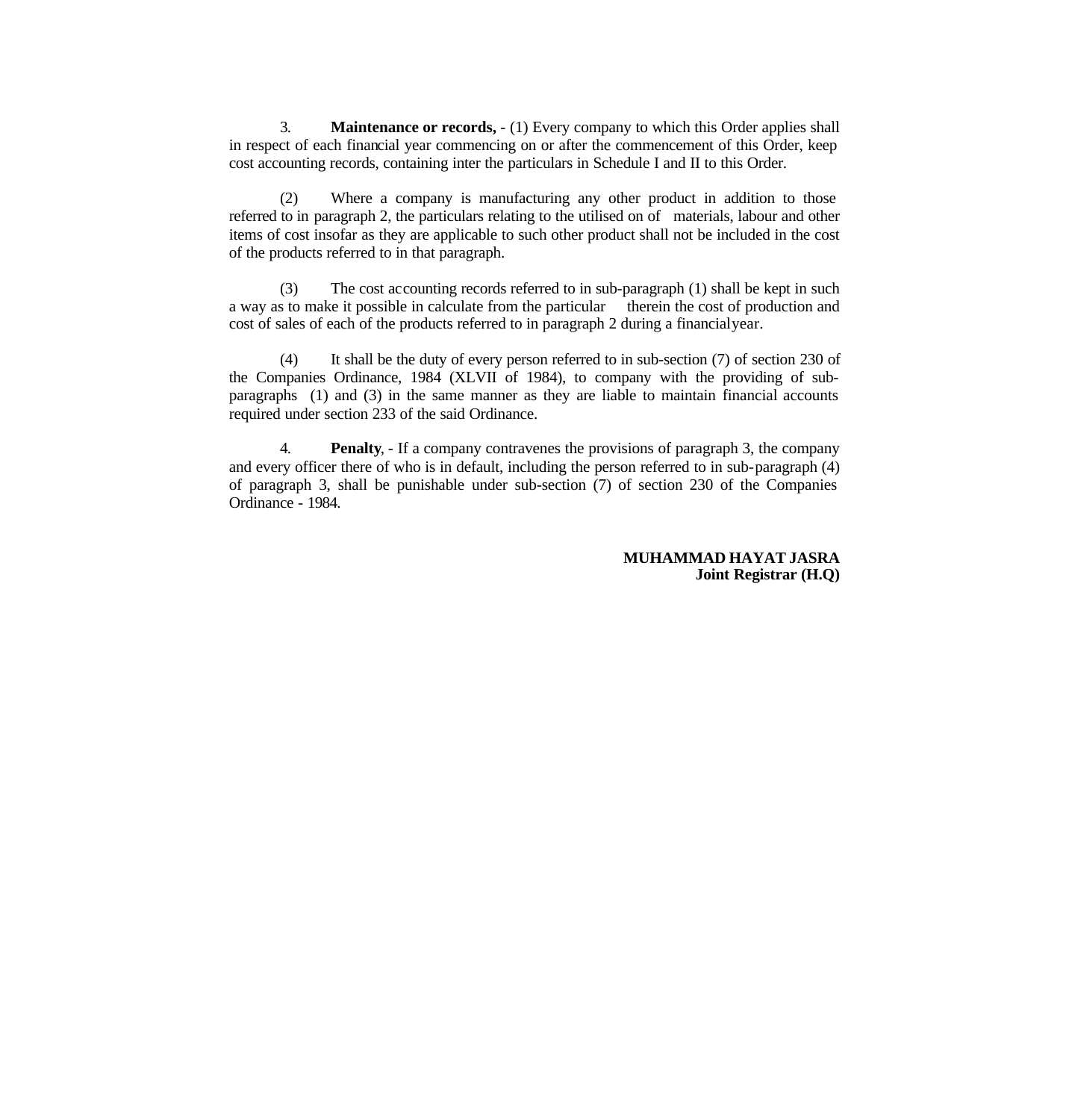3. **Maintenance or records, -** (1) Every company to which this Order applies shall in respect of each financial year commencing on or after the commencement of this Order, keep cost accounting records, containing inter the particulars in Schedule I and II to this Order.

(2) Where a company is manufacturing any other product in addition to those referred to in paragraph 2, the particulars relating to the utilised on of materials, labour and other items of cost insofar as they are applicable to such other product shall not be included in the cost of the products referred to in that paragraph.

(3) The cost accounting records referred to in sub-paragraph (1) shall be kept in such a way as to make it possible in calculate from the particular therein the cost of production and cost of sales of each of the products referred to in paragraph 2 during a financialyear.

(4) It shall be the duty of every person referred to in sub-section (7) of section 230 of the Companies Ordinance, 1984 (XLVII of 1984), to company with the providing of sub-paragraphs (1) and (3) in the same manner as they are liable to maintain financial accounts required under section 233 of the said Ordinance.

4. **Penalty**, - If a company contravenes the provisions of paragraph 3, the company and every officer there of who is in default, including the person referred to in sub-paragraph (4) of paragraph 3, shall be punishable under sub-section (7) of section 230 of the Companies Ordinance - 1984.

**MUHAMMAD HAYAT JASRA**
**Joint Registrar (H.Q)**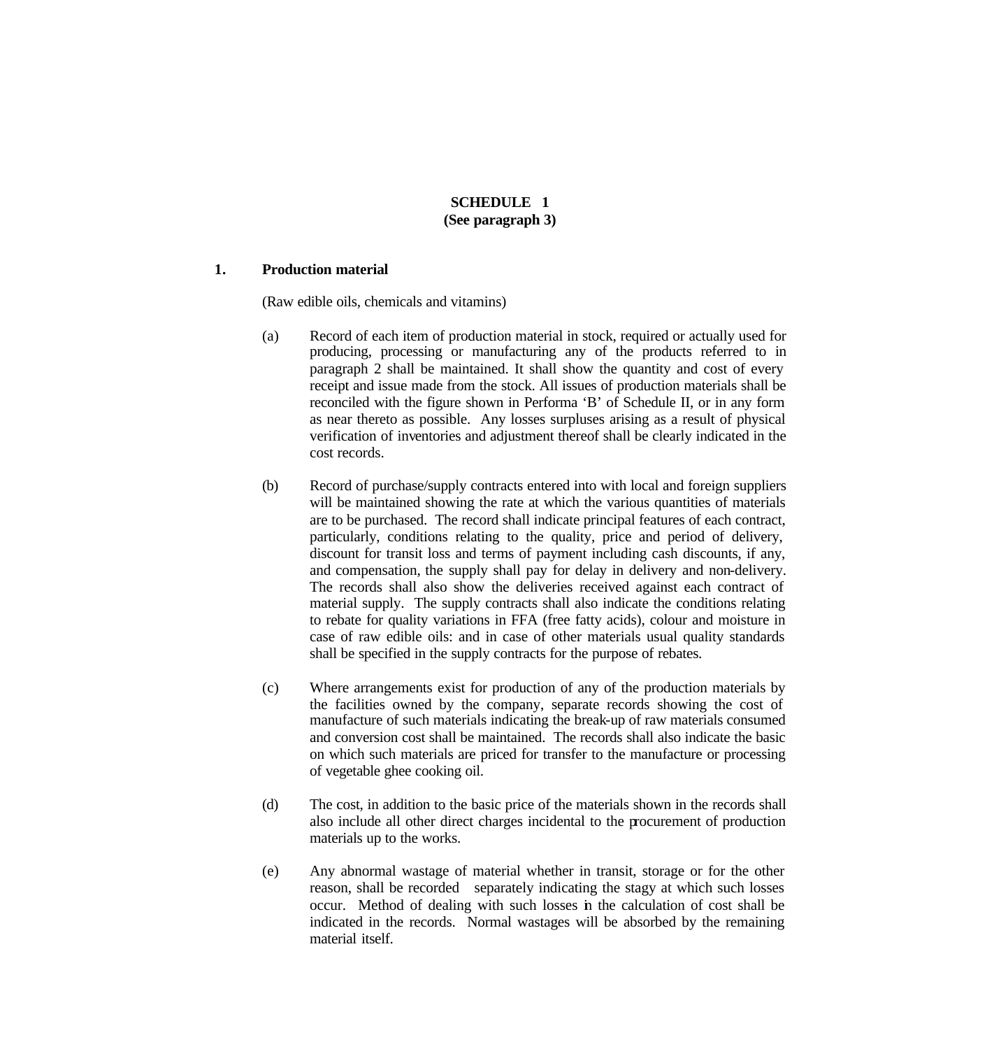**SCHEDULE 1**
**(See paragraph 3)**

**1. Production material**

(Raw edible oils, chemicals and vitamins)

(a) Record of each item of production material in stock, required or actually used for producing, processing or manufacturing any of the products referred to in paragraph 2 shall be maintained. It shall show the quantity and cost of every receipt and issue made from the stock. All issues of production materials shall be reconciled with the figure shown in Performa 'B' of Schedule II, or in any form as near thereto as possible. Any losses surpluses arising as a result of physical verification of inventories and adjustment thereof shall be clearly indicated in the cost records.

(b) Record of purchase/supply contracts entered into with local and foreign suppliers will be maintained showing the rate at which the various quantities of materials are to be purchased. The record shall indicate principal features of each contract, particularly, conditions relating to the quality, price and period of delivery, discount for transit loss and terms of payment including cash discounts, if any, and compensation, the supply shall pay for delay in delivery and non-delivery. The records shall also show the deliveries received against each contract of material supply. The supply contracts shall also indicate the conditions relating to rebate for quality variations in FFA (free fatty acids), colour and moisture in case of raw edible oils: and in case of other materials usual quality standards shall be specified in the supply contracts for the purpose of rebates.

(c) Where arrangements exist for production of any of the production materials by the facilities owned by the company, separate records showing the cost of manufacture of such materials indicating the break-up of raw materials consumed and conversion cost shall be maintained. The records shall also indicate the basic on which such materials are priced for transfer to the manufacture or processing of vegetable ghee cooking oil.

(d) The cost, in addition to the basic price of the materials shown in the records shall also include all other direct charges incidental to the procurement of production materials up to the works.

(e) Any abnormal wastage of material whether in transit, storage or for the other reason, shall be recorded separately indicating the stagy at which such losses occur. Method of dealing with such losses in the calculation of cost shall be indicated in the records. Normal wastages will be absorbed by the remaining material itself.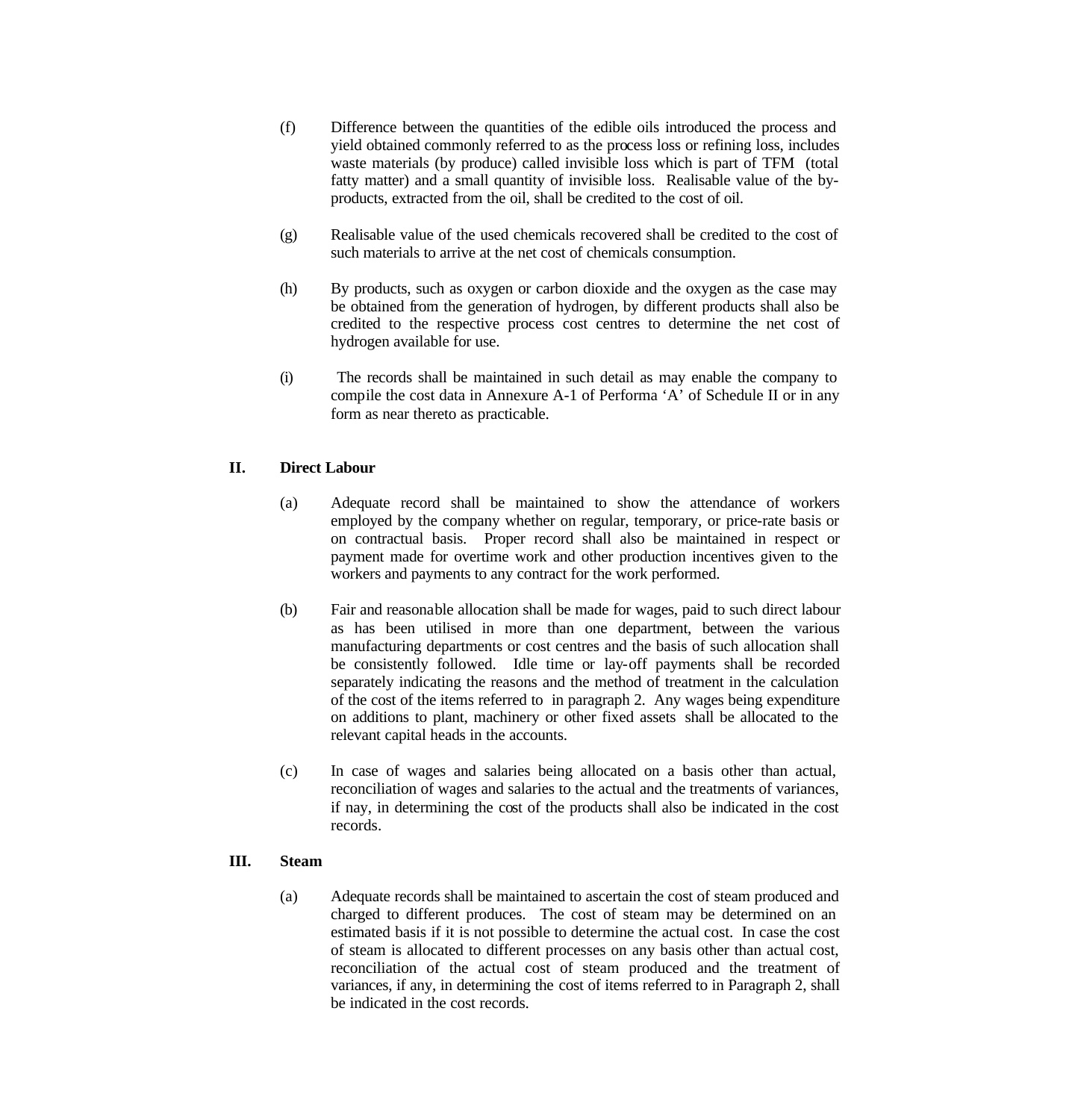(f) Difference between the quantities of the edible oils introduced the process and yield obtained commonly referred to as the process loss or refining loss, includes waste materials (by produce) called invisible loss which is part of TFM (total fatty matter) and a small quantity of invisible loss. Realisable value of the by-products, extracted from the oil, shall be credited to the cost of oil.

(g) Realisable value of the used chemicals recovered shall be credited to the cost of such materials to arrive at the net cost of chemicals consumption.

(h) By products, such as oxygen or carbon dioxide and the oxygen as the case may be obtained from the generation of hydrogen, by different products shall also be credited to the respective process cost centres to determine the net cost of hydrogen available for use.

(i) The records shall be maintained in such detail as may enable the company to compile the cost data in Annexure A-1 of Performa 'A' of Schedule II or in any form as near thereto as practicable.

## II. Direct Labour

(a) Adequate record shall be maintained to show the attendance of workers employed by the company whether on regular, temporary, or price-rate basis or on contractual basis. Proper record shall also be maintained in respect or payment made for overtime work and other production incentives given to the workers and payments to any contract for the work performed.

(b) Fair and reasonable allocation shall be made for wages, paid to such direct labour as has been utilised in more than one department, between the various manufacturing departments or cost centres and the basis of such allocation shall be consistently followed. Idle time or lay-off payments shall be recorded separately indicating the reasons and the method of treatment in the calculation of the cost of the items referred to in paragraph 2. Any wages being expenditure on additions to plant, machinery or other fixed assets shall be allocated to the relevant capital heads in the accounts.

(c) In case of wages and salaries being allocated on a basis other than actual, reconciliation of wages and salaries to the actual and the treatments of variances, if nay, in determining the cost of the products shall also be indicated in the cost records.

## III. Steam

(a) Adequate records shall be maintained to ascertain the cost of steam produced and charged to different produces. The cost of steam may be determined on an estimated basis if it is not possible to determine the actual cost. In case the cost of steam is allocated to different processes on any basis other than actual cost, reconciliation of the actual cost of steam produced and the treatment of variances, if any, in determining the cost of items referred to in Paragraph 2, shall be indicated in the cost records.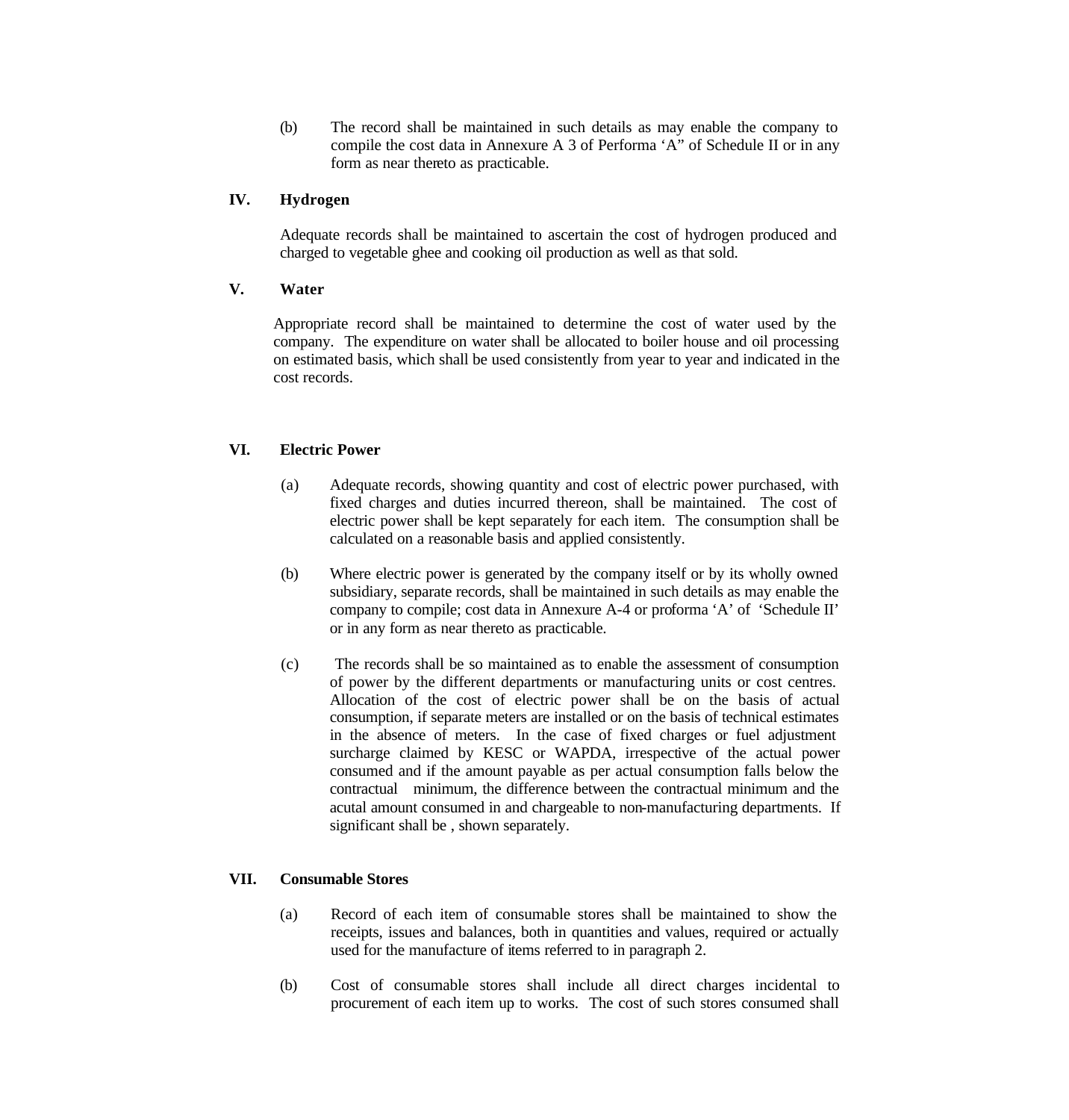(b) The record shall be maintained in such details as may enable the company to compile the cost data in Annexure A 3 of Performa 'A" of Schedule II or in any form as near thereto as practicable.

**IV. Hydrogen**

Adequate records shall be maintained to ascertain the cost of hydrogen produced and charged to vegetable ghee and cooking oil production as well as that sold.

**V. Water**

Appropriate record shall be maintained to determine the cost of water used by the company. The expenditure on water shall be allocated to boiler house and oil processing on estimated basis, which shall be used consistently from year to year and indicated in the cost records.

**VI. Electric Power**

(a) Adequate records, showing quantity and cost of electric power purchased, with fixed charges and duties incurred thereon, shall be maintained. The cost of electric power shall be kept separately for each item. The consumption shall be calculated on a reasonable basis and applied consistently.

(b) Where electric power is generated by the company itself or by its wholly owned subsidiary, separate records, shall be maintained in such details as may enable the company to compile; cost data in Annexure A-4 or proforma 'A' of 'Schedule II' or in any form as near thereto as practicable.

(c) The records shall be so maintained as to enable the assessment of consumption of power by the different departments or manufacturing units or cost centres. Allocation of the cost of electric power shall be on the basis of actual consumption, if separate meters are installed or on the basis of technical estimates in the absence of meters. In the case of fixed charges or fuel adjustment surcharge claimed by KESC or WAPDA, irrespective of the actual power consumed and if the amount payable as per actual consumption falls below the contractual minimum, the difference between the contractual minimum and the acutal amount consumed in and chargeable to non-manufacturing departments. If significant shall be , shown separately.

**VII. Consumable Stores**

(a) Record of each item of consumable stores shall be maintained to show the receipts, issues and balances, both in quantities and values, required or actually used for the manufacture of items referred to in paragraph 2.

(b) Cost of consumable stores shall include all direct charges incidental to procurement of each item up to works. The cost of such stores consumed shall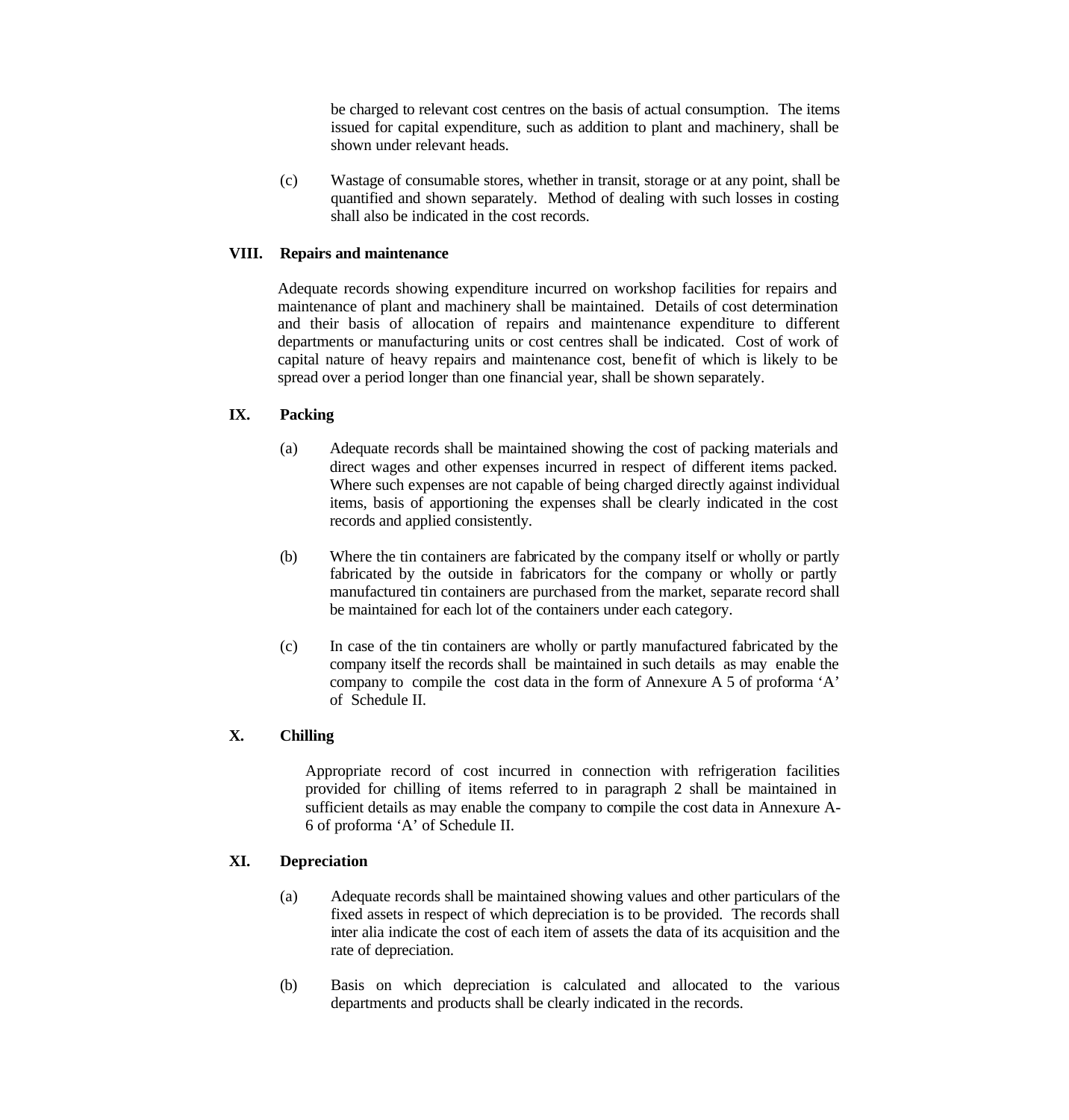be charged to relevant cost centres on the basis of actual consumption. The items issued for capital expenditure, such as addition to plant and machinery, shall be shown under relevant heads.

(c) Wastage of consumable stores, whether in transit, storage or at any point, shall be quantified and shown separately. Method of dealing with such losses in costing shall also be indicated in the cost records.

## VIII. Repairs and maintenance

Adequate records showing expenditure incurred on workshop facilities for repairs and maintenance of plant and machinery shall be maintained. Details of cost determination and their basis of allocation of repairs and maintenance expenditure to different departments or manufacturing units or cost centres shall be indicated. Cost of work of capital nature of heavy repairs and maintenance cost, benefit of which is likely to be spread over a period longer than one financial year, shall be shown separately.

## IX. Packing

(a) Adequate records shall be maintained showing the cost of packing materials and direct wages and other expenses incurred in respect of different items packed. Where such expenses are not capable of being charged directly against individual items, basis of apportioning the expenses shall be clearly indicated in the cost records and applied consistently.

(b) Where the tin containers are fabricated by the company itself or wholly or partly fabricated by the outside in fabricators for the company or wholly or partly manufactured tin containers are purchased from the market, separate record shall be maintained for each lot of the containers under each category.

(c) In case of the tin containers are wholly or partly manufactured fabricated by the company itself the records shall be maintained in such details as may enable the company to compile the cost data in the form of Annexure A 5 of proforma 'A' of Schedule II.

## X. Chilling

Appropriate record of cost incurred in connection with refrigeration facilities provided for chilling of items referred to in paragraph 2 shall be maintained in sufficient details as may enable the company to compile the cost data in Annexure A-6 of proforma 'A' of Schedule II.

## XI. Depreciation

(a) Adequate records shall be maintained showing values and other particulars of the fixed assets in respect of which depreciation is to be provided. The records shall inter alia indicate the cost of each item of assets the data of its acquisition and the rate of depreciation.

(b) Basis on which depreciation is calculated and allocated to the various departments and products shall be clearly indicated in the records.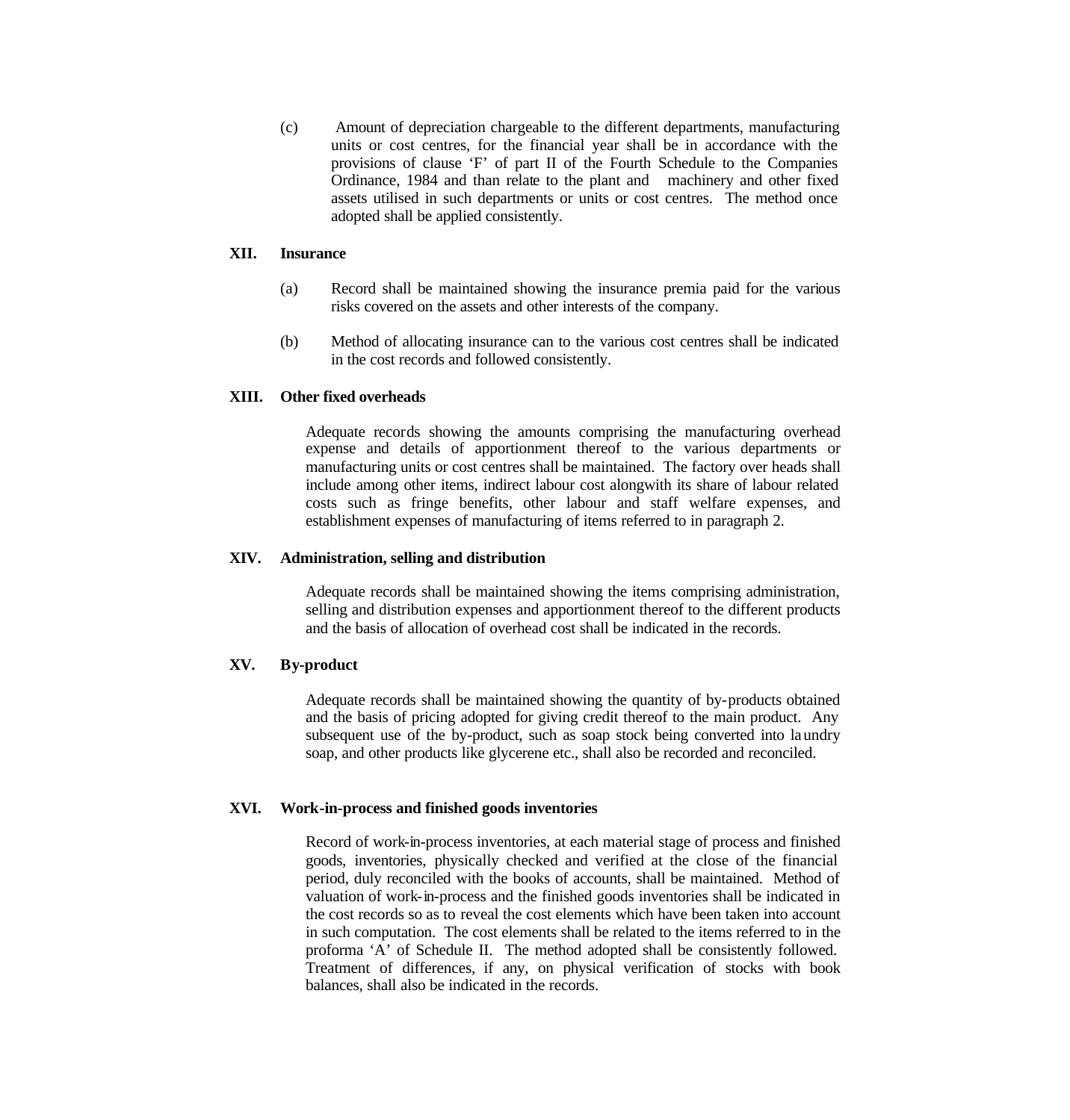(c) Amount of depreciation chargeable to the different departments, manufacturing units or cost centres, for the financial year shall be in accordance with the provisions of clause 'F' of part II of the Fourth Schedule to the Companies Ordinance, 1984 and than relate to the plant and machinery and other fixed assets utilised in such departments or units or cost centres. The method once adopted shall be applied consistently.

**XII. Insurance**

(a) Record shall be maintained showing the insurance premia paid for the various risks covered on the assets and other interests of the company.

(b) Method of allocating insurance can to the various cost centres shall be indicated in the cost records and followed consistently.

**XIII. Other fixed overheads**

Adequate records showing the amounts comprising the manufacturing overhead expense and details of apportionment thereof to the various departments or manufacturing units or cost centres shall be maintained. The factory over heads shall include among other items, indirect labour cost alongwith its share of labour related costs such as fringe benefits, other labour and staff welfare expenses, and establishment expenses of manufacturing of items referred to in paragraph 2.

**XIV. Administration, selling and distribution**

Adequate records shall be maintained showing the items comprising administration, selling and distribution expenses and apportionment thereof to the different products and the basis of allocation of overhead cost shall be indicated in the records.

**XV. By-product**

Adequate records shall be maintained showing the quantity of by-products obtained and the basis of pricing adopted for giving credit thereof to the main product. Any subsequent use of the by-product, such as soap stock being converted into laundry soap, and other products like glycerene etc., shall also be recorded and reconciled.

**XVI. Work-in-process and finished goods inventories**

Record of work-in-process inventories, at each material stage of process and finished goods, inventories, physically checked and verified at the close of the financial period, duly reconciled with the books of accounts, shall be maintained. Method of valuation of work-in-process and the finished goods inventories shall be indicated in the cost records so as to reveal the cost elements which have been taken into account in such computation. The cost elements shall be related to the items referred to in the proforma 'A' of Schedule II. The method adopted shall be consistently followed. Treatment of differences, if any, on physical verification of stocks with book balances, shall also be indicated in the records.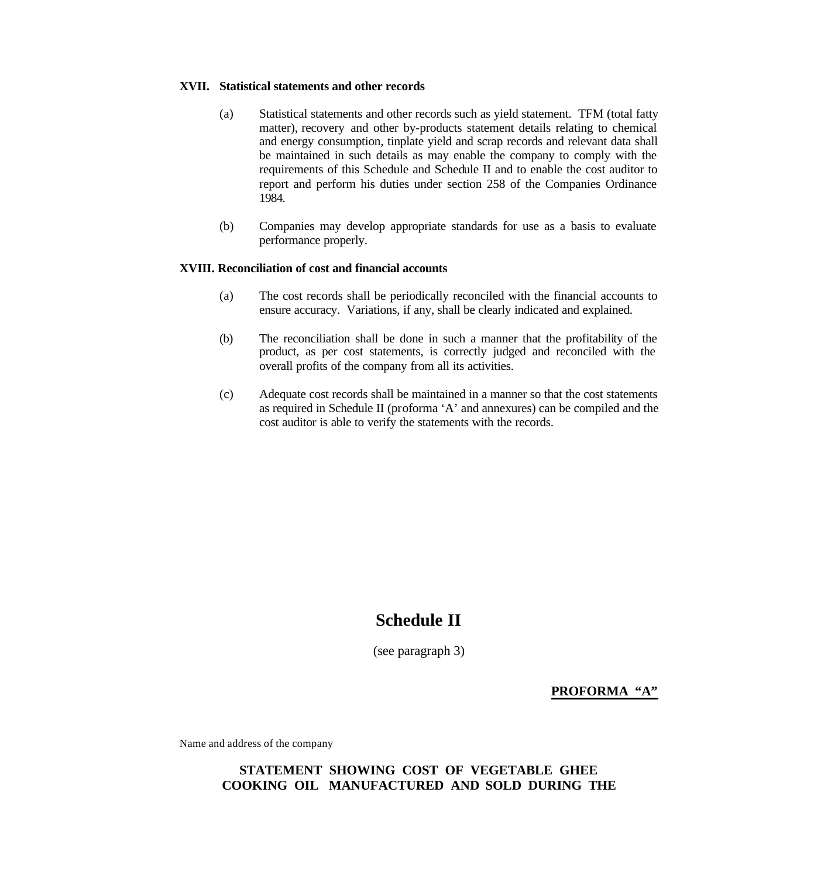### XVII. Statistical statements and other records

(a) Statistical statements and other records such as yield statement. TFM (total fatty matter), recovery and other by-products statement details relating to chemical and energy consumption, tinplate yield and scrap records and relevant data shall be maintained in such details as may enable the company to comply with the requirements of this Schedule and Schedule II and to enable the cost auditor to report and perform his duties under section 258 of the Companies Ordinance 1984.

(b) Companies may develop appropriate standards for use as a basis to evaluate performance properly.

### XVIII. Reconciliation of cost and financial accounts

(a) The cost records shall be periodically reconciled with the financial accounts to ensure accuracy. Variations, if any, shall be clearly indicated and explained.

(b) The reconciliation shall be done in such a manner that the profitability of the product, as per cost statements, is correctly judged and reconciled with the overall profits of the company from all its activities.

(c) Adequate cost records shall be maintained in a manner so that the cost statements as required in Schedule II (proforma 'A' and annexures) can be compiled and the cost auditor is able to verify the statements with the records.

# Schedule II

(see paragraph 3)

**PROFORMA "A"**

Name and address of the company

**STATEMENT SHOWING COST OF VEGETABLE GHEE COOKING OIL MANUFACTURED AND SOLD DURING THE**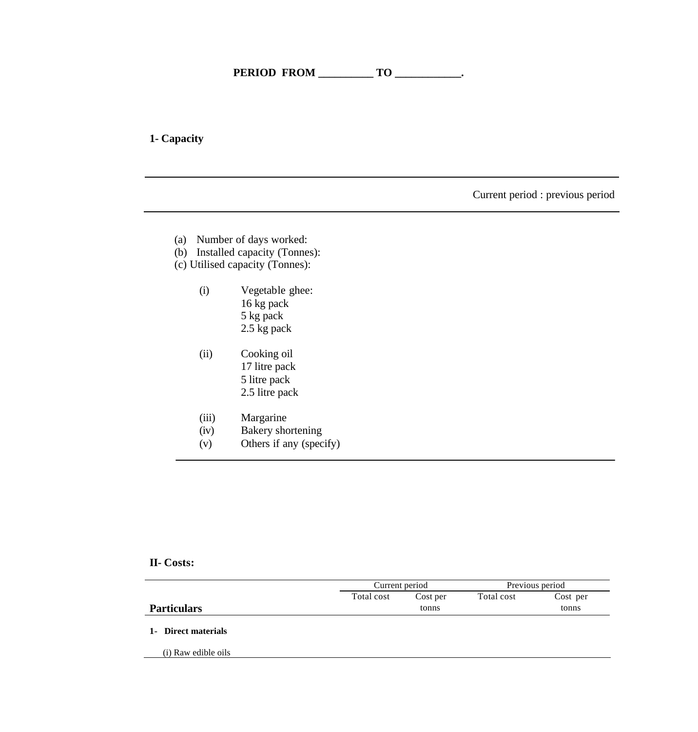**PERIOD FROM __________ TO ____________.**

**1- Capacity**

| | Current period : previous period |
|---|---|
| (a) Number of days worked: | |
| (b) Installed capacity (Tonnes): | |
| (c) Utilised capacity (Tonnes): | |
| (i) Vegetable ghee: | |
| 16 kg pack | |
| 5 kg pack | |
| 2.5 kg pack | |
| (ii) Cooking oil | |
| 17 litre pack | |
| 5 litre pack | |
| 2.5 litre pack | |
| (iii) Margarine | |
| (iv) Bakery shortening | |
| (v) Others if any (specify) | |

**II- Costs:**

| Particulars | Current period | | Previous period | |
|---|---|---|---|---|
| | Total cost | Cost per tonns | Total cost | Cost per tonns |
| **1- Direct materials** | | | | |
| (i) Raw edible oils | | | | |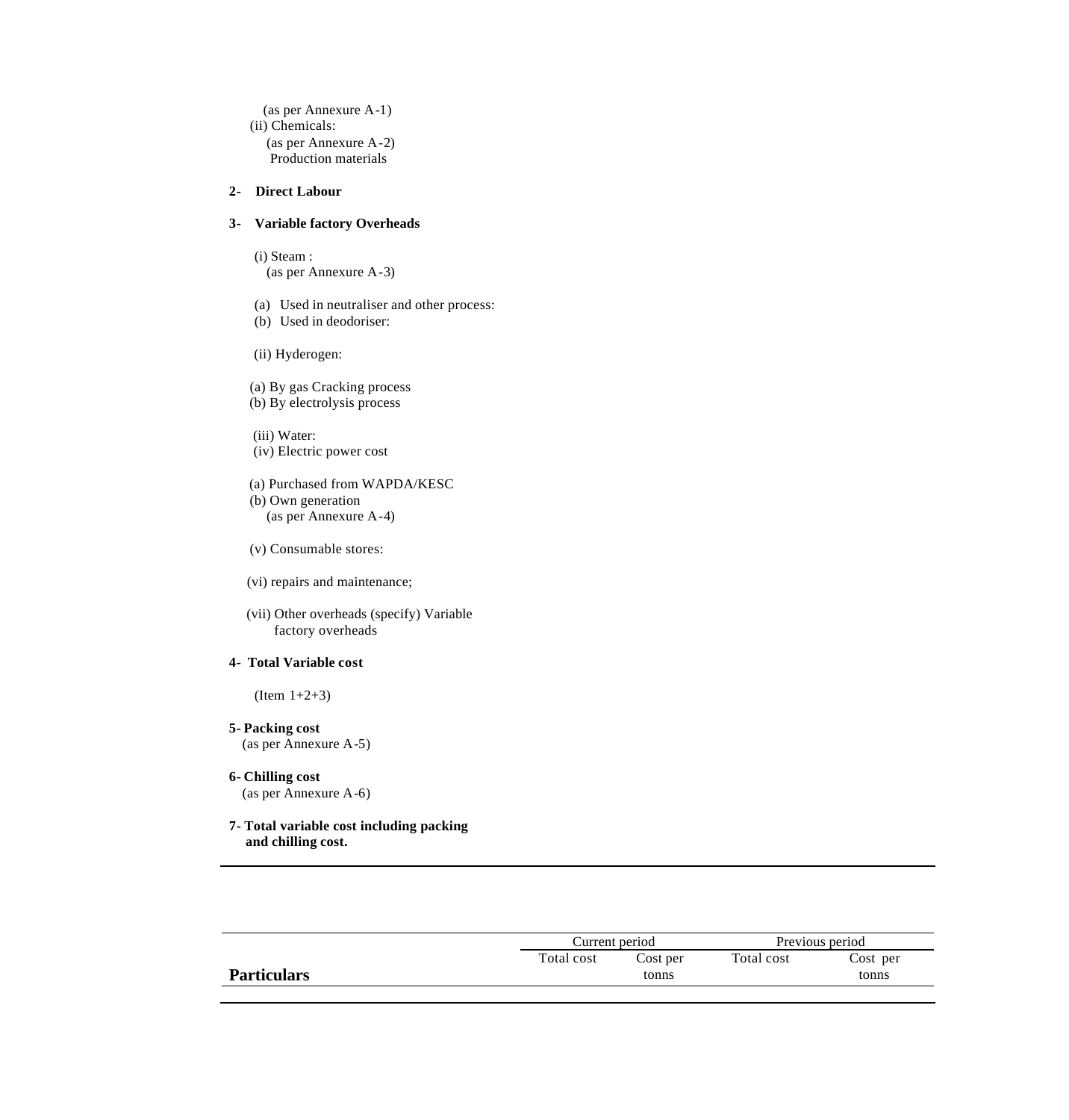(as per Annexure A-1)

(ii) Chemicals:

(as per Annexure A-2)

Production materials

**2- Direct Labour**

**3- Variable factory Overheads**

(i) Steam :

(as per Annexure A-3)

(a) Used in neutraliser and other process:

(b) Used in deodoriser:

(ii) Hyderogen:

(a) By gas Cracking process

(b) By electrolysis process

(iii) Water:

(iv) Electric power cost

(a) Purchased from WAPDA/KESC

(b) Own generation

(as per Annexure A-4)

(v) Consumable stores:

(vi) repairs and maintenance;

(vii) Other overheads (specify) Variable factory overheads

**4- Total Variable cost**

(Item 1+2+3)

**5- Packing cost**

(as per Annexure A-5)

**6- Chilling cost**

(as per Annexure A-6)

**7- Total variable cost including packing and chilling cost.**

| **Particulars** | Current period | | Previous period | |
|---|---|---|---|---|
| | Total cost | Cost per tonns | Total cost | Cost per tonns |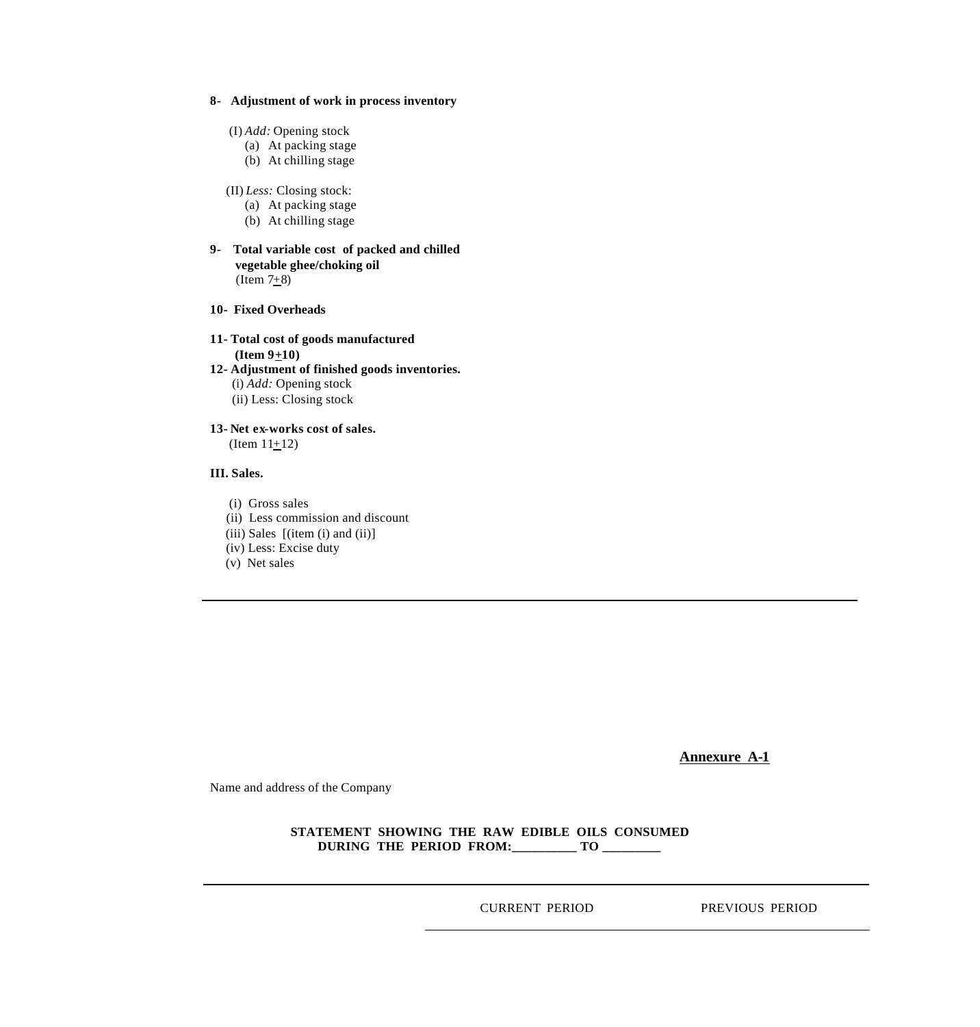**8- Adjustment of work in process inventory**

(I) *Add:* Opening stock
  (a) At packing stage
  (b) At chilling stage

(II) *Less:* Closing stock:
  (a) At packing stage
  (b) At chilling stage

**9- Total variable cost of packed and chilled vegetable ghee/choking oil**
(Item 7$\pm$8)

**10- Fixed Overheads**

**11- Total cost of goods manufactured (Item 9$\pm$10)**

**12- Adjustment of finished goods inventories.**
(i) *Add:* Opening stock
(ii) Less: Closing stock

**13- Net ex-works cost of sales.**
(Item 11$\pm$12)

**III. Sales.**

(i) Gross sales
(ii) Less commission and discount
(iii) Sales [(item (i) and (ii)]
(iv) Less: Excise duty
(v) Net sales

---

**Annexure A-1**

Name and address of the Company

**STATEMENT SHOWING THE RAW EDIBLE OILS CONSUMED DURING THE PERIOD FROM:__________ TO _________**

| | CURRENT PERIOD | PREVIOUS PERIOD |
|---|---|---|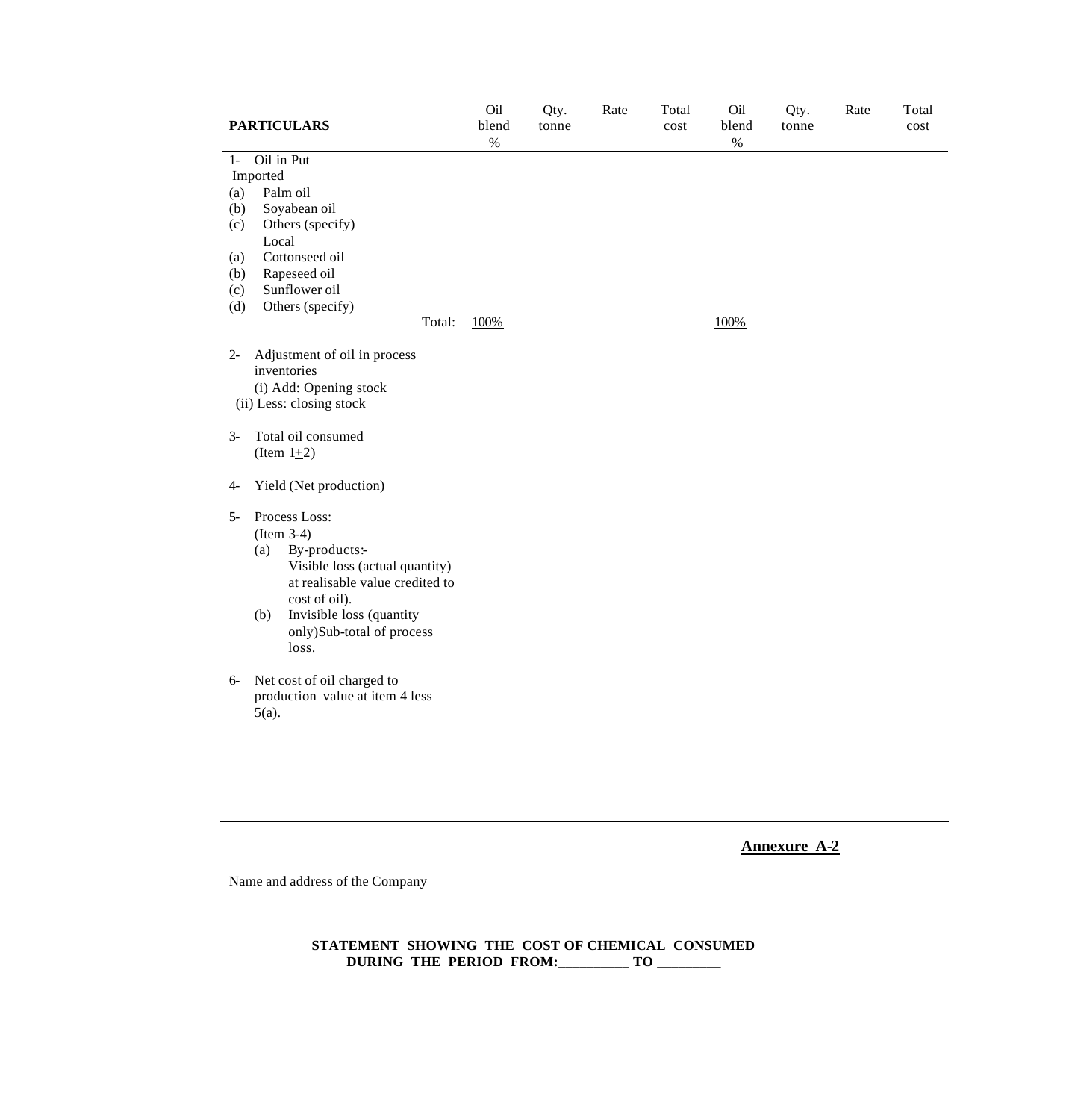| PARTICULARS | Oil blend % | Qty. tonne | Rate | Total cost | Oil blend % | Qty. tonne | Rate | Total cost |
|---|---|---|---|---|---|---|---|---|
| 1- Oil in Put | | | | | | | | |
| Imported | | | | | | | | |
| (a) Palm oil | | | | | | | | |
| (b) Soyabean oil | | | | | | | | |
| (c) Others (specify) | | | | | | | | |
| Local | | | | | | | | |
| (a) Cottonseed oil | | | | | | | | |
| (b) Rapeseed oil | | | | | | | | |
| (c) Sunflower oil | | | | | | | | |
| (d) Others (specify) | | | | | | | | |
| Total: | 100% | | | | 100% | | | |
| 2- Adjustment of oil in process inventories | | | | | | | | |
| (i) Add: Opening stock | | | | | | | | |
| (ii) Less: closing stock | | | | | | | | |
| 3- Total oil consumed (Item 1±2) | | | | | | | | |
| 4- Yield (Net production) | | | | | | | | |
| 5- Process Loss: (Item 3-4) | | | | | | | | |
| (a) By-products:- Visible loss (actual quantity) at realisable value credited to cost of oil). | | | | | | | | |
| (b) Invisible loss (quantity only)Sub-total of process loss. | | | | | | | | |
| 6- Net cost of oil charged to production value at item 4 less 5(a). | | | | | | | | |

---

**Annexure A-2**

Name and address of the Company

**STATEMENT SHOWING THE COST OF CHEMICAL CONSUMED DURING THE PERIOD FROM:__________ TO _________**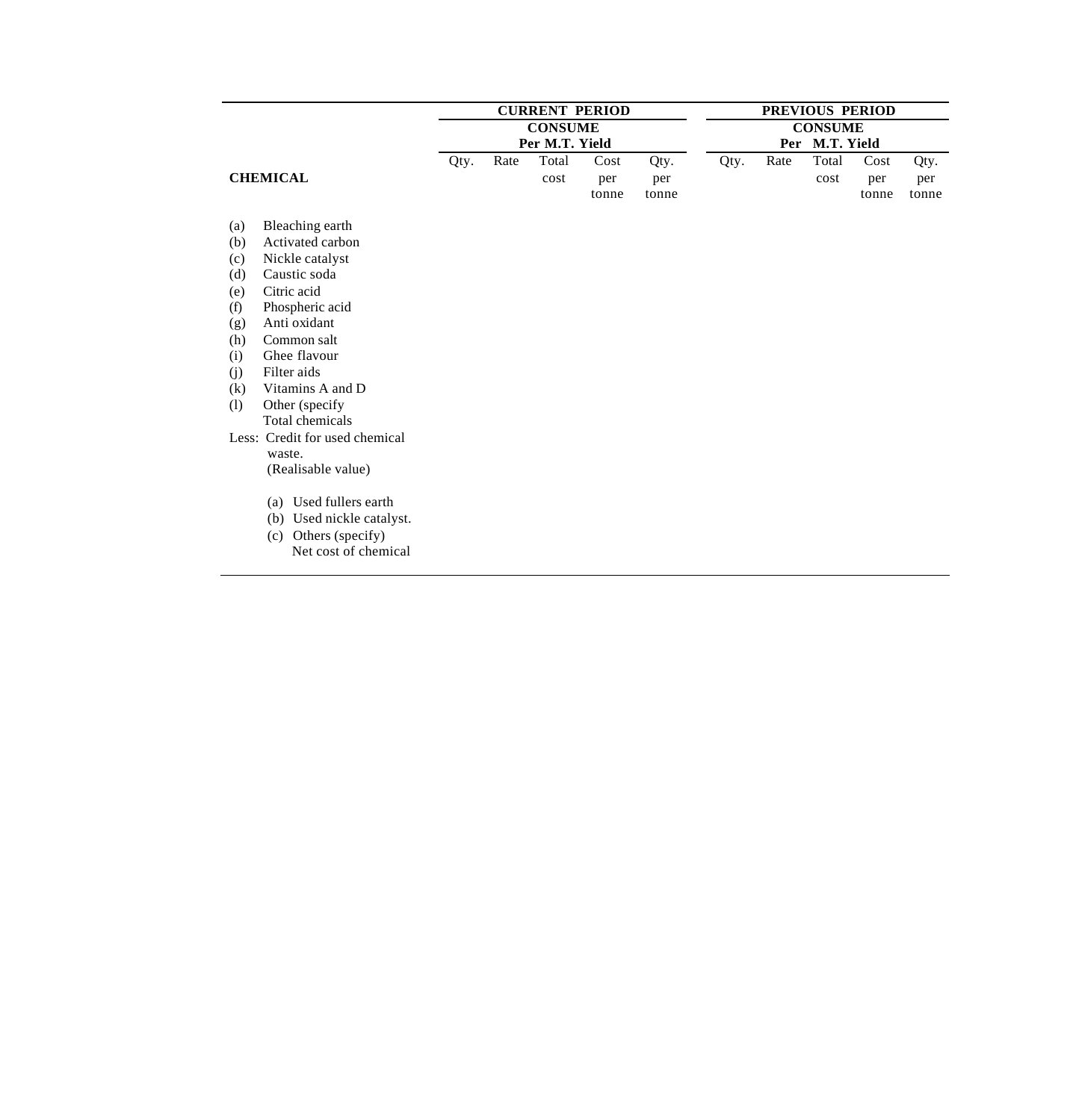| CHEMICAL | CURRENT PERIOD CONSUME Per M.T. Yield | | | | | PREVIOUS PERIOD CONSUME Per M.T. Yield | | | | |
|---|---|---|---|---|---|---|---|---|---|---|
| | Qty. | Rate | Total cost | Cost per tonne | Qty. per tonne | Qty. | Rate | Total cost | Cost per tonne | Qty. per tonne |
| (a) Bleaching earth | | | | | | | | | | |
| (b) Activated carbon | | | | | | | | | | |
| (c) Nickle catalyst | | | | | | | | | | |
| (d) Caustic soda | | | | | | | | | | |
| (e) Citric acid | | | | | | | | | | |
| (f) Phospheric acid | | | | | | | | | | |
| (g) Anti oxidant | | | | | | | | | | |
| (h) Common salt | | | | | | | | | | |
| (i) Ghee flavour | | | | | | | | | | |
| (j) Filter aids | | | | | | | | | | |
| (k) Vitamins A and D | | | | | | | | | | |
| (l) Other (specify | | | | | | | | | | |
| Total chemicals | | | | | | | | | | |
| Less: Credit for used chemical waste. (Realisable value) | | | | | | | | | | |
| (a) Used fullers earth | | | | | | | | | | |
| (b) Used nickle catalyst. | | | | | | | | | | |
| (c) Others (specify) | | | | | | | | | | |
| Net cost of chemical | | | | | | | | | | |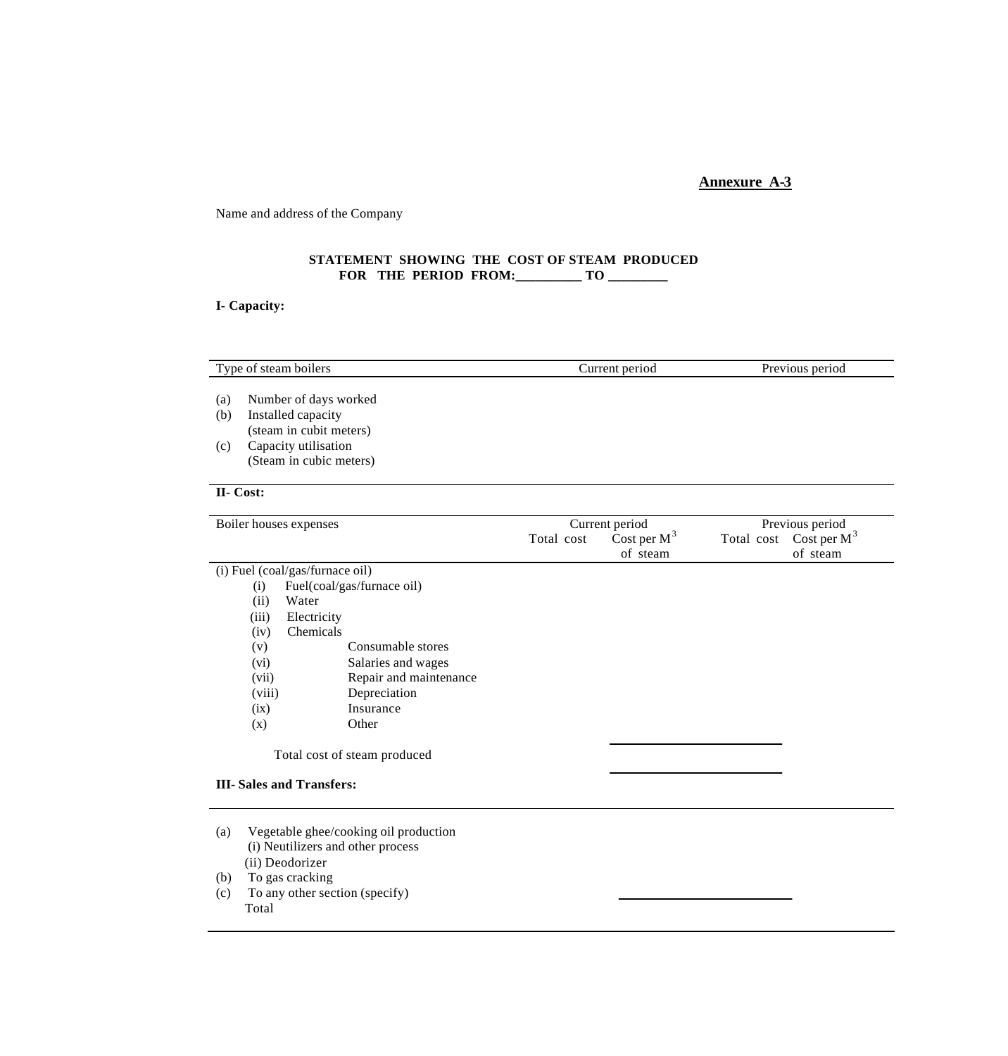**Annexure A-3**

Name and address of the Company

**STATEMENT SHOWING THE COST OF STEAM PRODUCED**
**FOR THE PERIOD FROM:__________ TO _________**

**I- Capacity:**

| Type of steam boilers | Current period | Previous period |
|---|---|---|
| (a) Number of days worked | | |
| (b) Installed capacity (steam in cubit meters) | | |
| (c) Capacity utilisation (Steam in cubic meters) | | |

**II- Cost:**

| Boiler houses expenses | Current period | | Previous period | |
|---|---|---|---|---|
| | Total cost | Cost per $M^3$ of steam | Total cost | Cost per $M^3$ of steam |
| (i) Fuel (coal/gas/furnace oil) | | | | |
| (i) Fuel(coal/gas/furnace oil) | | | | |
| (ii) Water | | | | |
| (iii) Electricity | | | | |
| (iv) Chemicals | | | | |
| (v) Consumable stores | | | | |
| (vi) Salaries and wages | | | | |
| (vii) Repair and maintenance | | | | |
| (viii) Depreciation | | | | |
| (ix) Insurance | | | | |
| (x) Other | | | | |
| Total cost of steam produced | | | | |

**III- Sales and Transfers:**

| | | |
|---|---|---|
| (a) Vegetable ghee/cooking oil production | | |
| (i) Neutilizers and other process | | |
| (ii) Deodorizer | | |
| (b) To gas cracking | | |
| (c) To any other section (specify) | | |
| Total | | |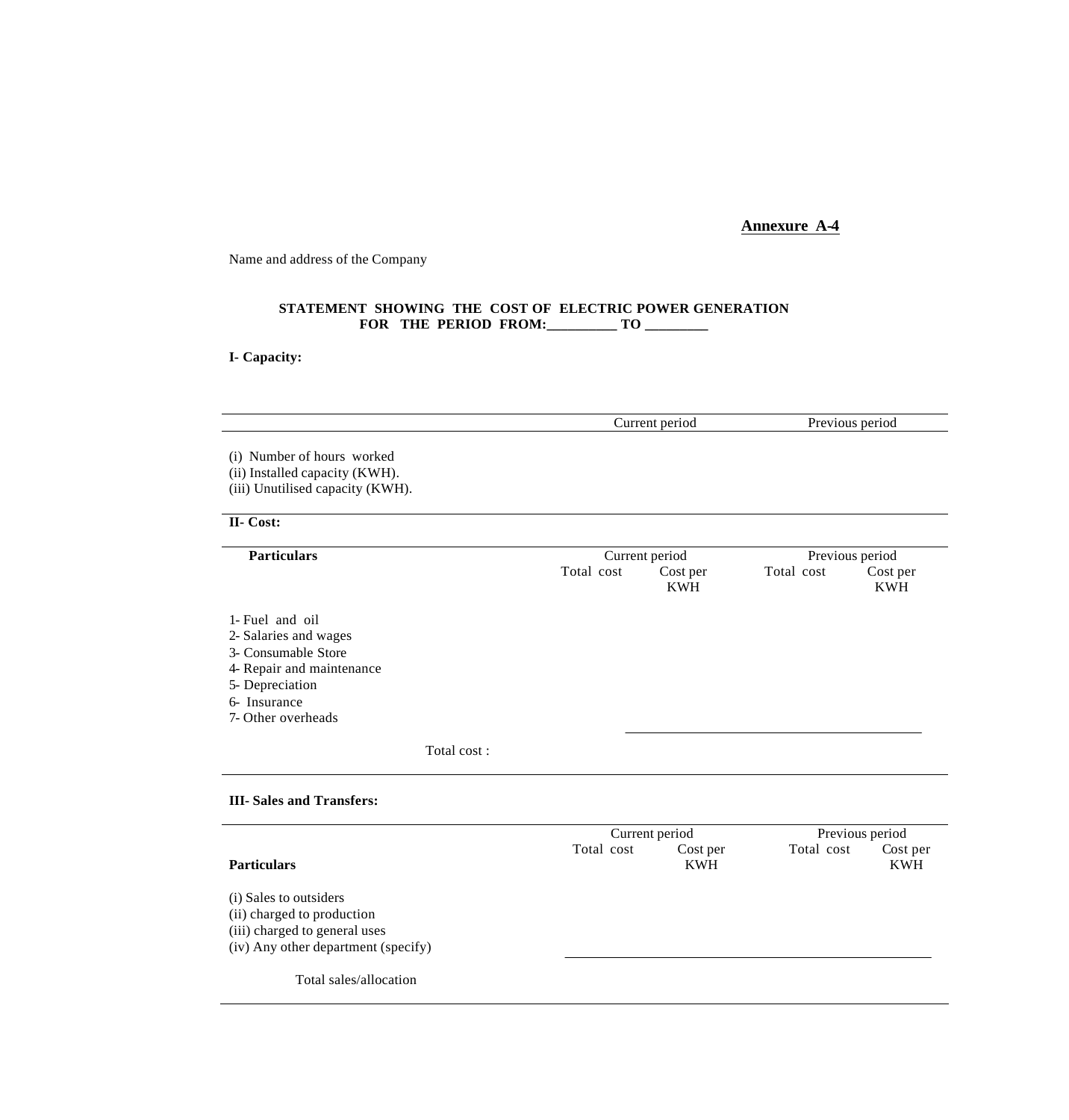**Annexure A-4**

Name and address of the Company

**STATEMENT SHOWING THE COST OF ELECTRIC POWER GENERATION FOR THE PERIOD FROM:__________ TO _________**

**I- Capacity:**

| | Current period | Previous period |
|---|---|---|
| (i) Number of hours worked | | |
| (ii) Installed capacity (KWH). | | |
| (iii) Unutilised capacity (KWH). | | |

**II- Cost:**

| **Particulars** | Current period | | Previous period | |
|---|---|---|---|---|
| | Total cost | Cost per KWH | Total cost | Cost per KWH |
| 1- Fuel and oil | | | | |
| 2- Salaries and wages | | | | |
| 3- Consumable Store | | | | |
| 4- Repair and maintenance | | | | |
| 5- Depreciation | | | | |
| 6- Insurance | | | | |
| 7- Other overheads | | | | |
| Total cost : | | | | |

**III- Sales and Transfers:**

| **Particulars** | Current period | | Previous period | |
|---|---|---|---|---|
| | Total cost | Cost per KWH | Total cost | Cost per KWH |
| (i) Sales to outsiders | | | | |
| (ii) charged to production | | | | |
| (iii) charged to general uses | | | | |
| (iv) Any other department (specify) | | | | |
| Total sales/allocation | | | | |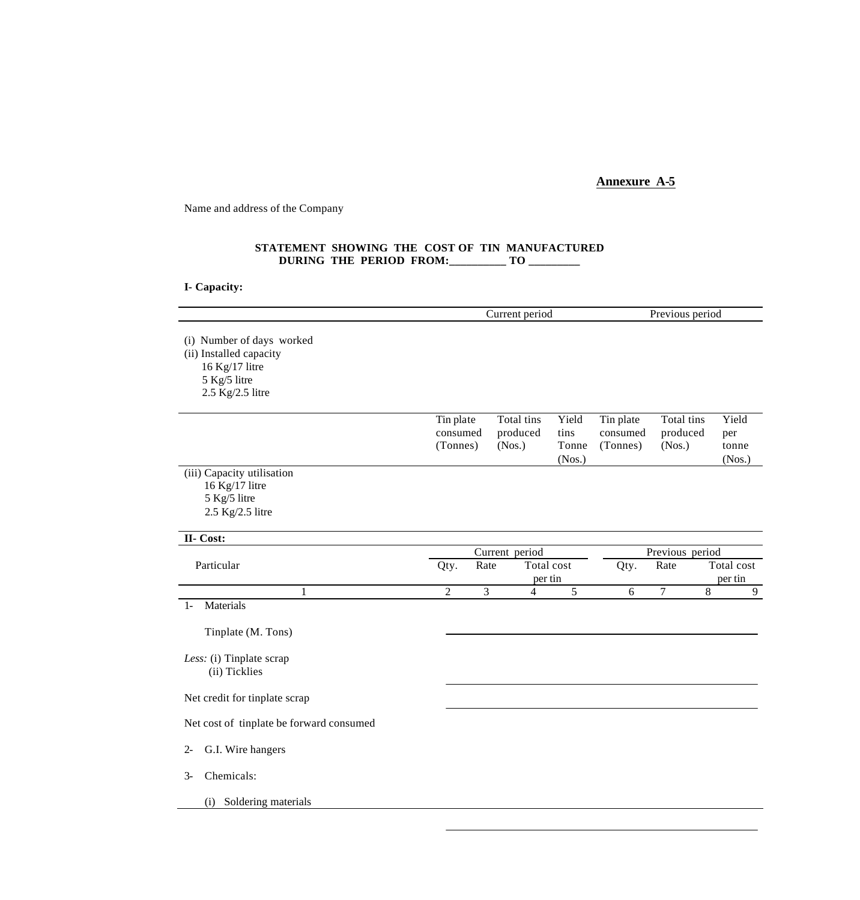**Annexure A-5**

Name and address of the Company

**STATEMENT SHOWING THE COST OF TIN MANUFACTURED DURING THE PERIOD FROM:__________ TO _________**

**I- Capacity:**

| | Current period | Previous period |
|---|---|---|
| (i) Number of days worked | | |
| (ii) Installed capacity | | |
| 16 Kg/17 litre | | |
| 5 Kg/5 litre | | |
| 2.5 Kg/2.5 litre | | |

| | Tin plate consumed (Tonnes) | Total tins produced (Nos.) | Yield tins Tonne (Nos.) | Tin plate consumed (Tonnes) | Total tins produced (Nos.) | Yield per tonne (Nos.) |
|---|---|---|---|---|---|---|
| (iii) Capacity utilisation | | | | | | |
| 16 Kg/17 litre | | | | | | |
| 5 Kg/5 litre | | | | | | |
| 2.5 Kg/2.5 litre | | | | | | |

**II- Cost:**

| Particular | Current period | | | | Previous period | | | |
|---|---|---|---|---|---|---|---|---|
| | Qty. | Rate | Total cost | per tin | Qty. | Rate | Total cost | per tin |
| 1 | 2 | 3 | 4 | 5 | 6 | 7 | 8 | 9 |
| 1- Materials | | | | | | | | |
| Tinplate (M. Tons) | | | | | | | | |
| *Less:* (i) Tinplate scrap | | | | | | | | |
| (ii) Ticklies | | | | | | | | |
| Net credit for tinplate scrap | | | | | | | | |
| Net cost of tinplate be forward consumed | | | | | | | | |
| 2- G.I. Wire hangers | | | | | | | | |
| 3- Chemicals: | | | | | | | | |
| (i) Soldering materials | | | | | | | | |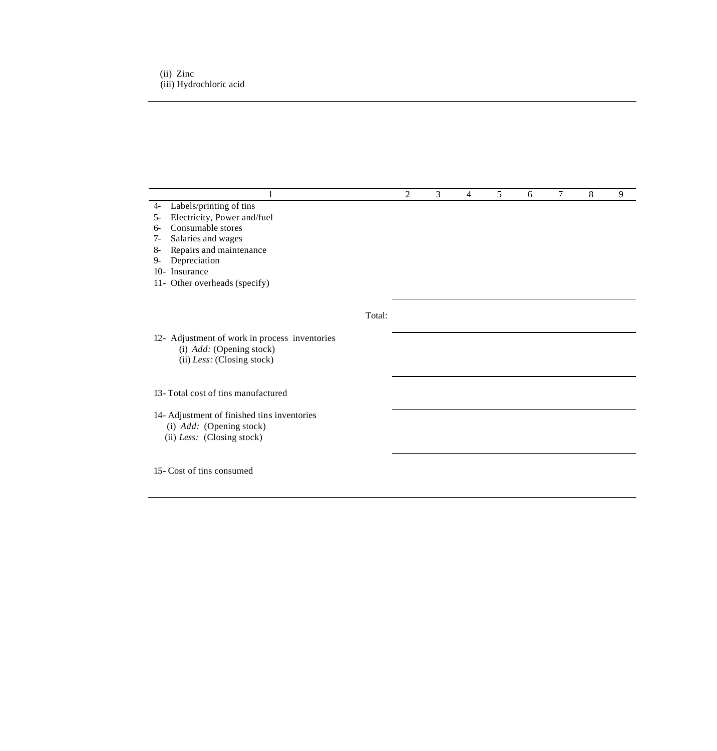(ii) Zinc
(iii) Hydrochloric acid

| 1 | 2 | 3 | 4 | 5 | 6 | 7 | 8 | 9 |
|---|---|---|---|---|---|---|---|---|
| 4- Labels/printing of tins | | | | | | | | |
| 5- Electricity, Power and/fuel | | | | | | | | |
| 6- Consumable stores | | | | | | | | |
| 7- Salaries and wages | | | | | | | | |
| 8- Repairs and maintenance | | | | | | | | |
| 9- Depreciation | | | | | | | | |
| 10- Insurance | | | | | | | | |
| 11- Other overheads (specify) | | | | | | | | |
| Total: | | | | | | | | |
| 12- Adjustment of work in process inventories | | | | | | | | |
| (i) *Add:* (Opening stock) | | | | | | | | |
| (ii) *Less:* (Closing stock) | | | | | | | | |
| 13- Total cost of tins manufactured | | | | | | | | |
| 14- Adjustment of finished tins inventories | | | | | | | | |
| (i) *Add:* (Opening stock) | | | | | | | | |
| (ii) *Less:* (Closing stock) | | | | | | | | |
| 15- Cost of tins consumed | | | | | | | | |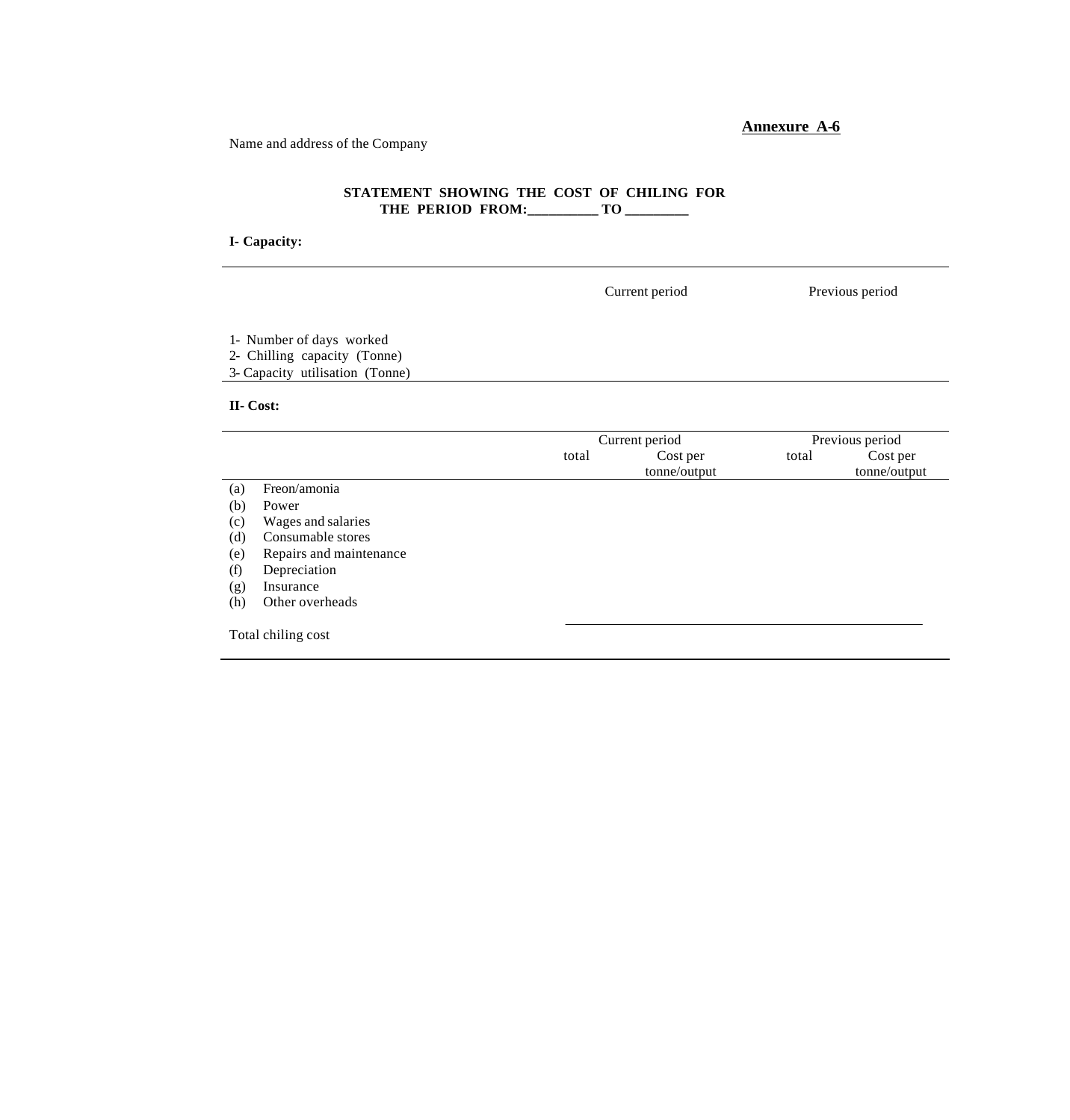**Annexure A-6**

Name and address of the Company

**STATEMENT SHOWING THE COST OF CHILING FOR THE PERIOD FROM:__________ TO _________**

**I- Capacity:**

| | Current period | Previous period |
|---|---|---|
| 1- Number of days worked | | |
| 2- Chilling capacity (Tonne) | | |
| 3- Capacity utilisation (Tonne) | | |

**II- Cost:**

| | Current period | | Previous period | |
|---|---|---|---|---|
| | total | Cost per tonne/output | total | Cost per tonne/output |
| (a) Freon/amonia | | | | |
| (b) Power | | | | |
| (c) Wages and salaries | | | | |
| (d) Consumable stores | | | | |
| (e) Repairs and maintenance | | | | |
| (f) Depreciation | | | | |
| (g) Insurance | | | | |
| (h) Other overheads | | | | |
| Total chiling cost | | | | |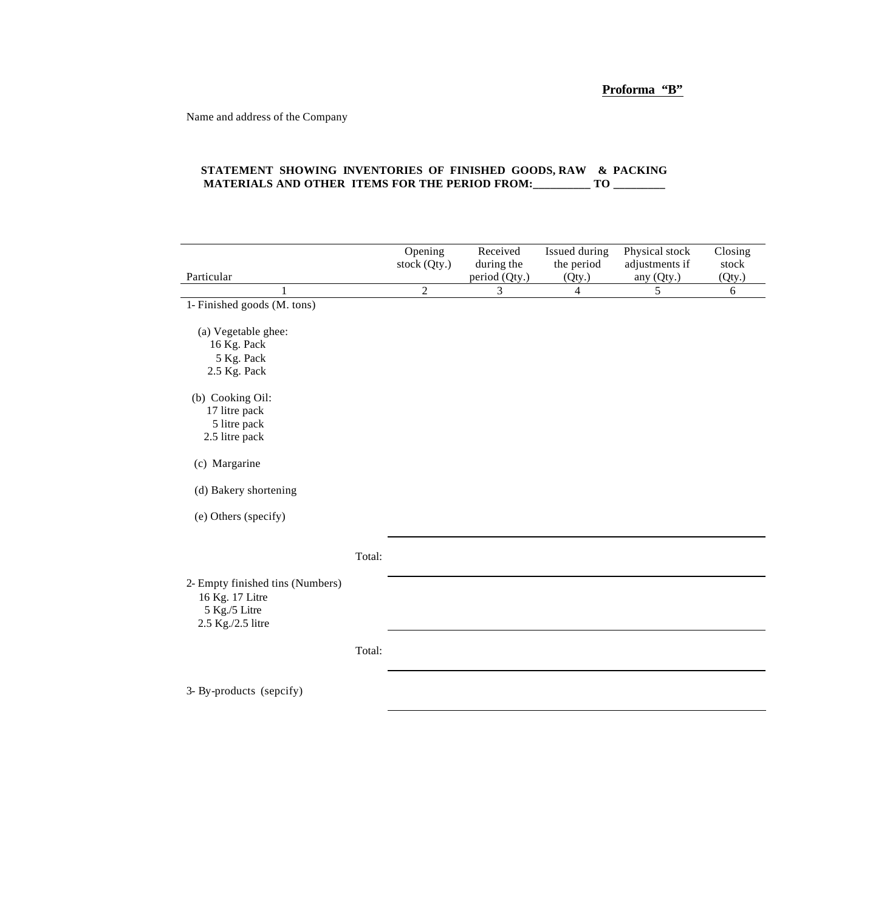**Proforma "B"**

Name and address of the Company

**STATEMENT SHOWING INVENTORIES OF FINISHED GOODS, RAW & PACKING MATERIALS AND OTHER ITEMS FOR THE PERIOD FROM:__________ TO _________**

| Particular | Opening stock (Qty.) | Received during the period (Qty.) | Issued during the period (Qty.) | Physical stock adjustments if any (Qty.) | Closing stock (Qty.) |
|---|---|---|---|---|---|
| 1 | 2 | 3 | 4 | 5 | 6 |
| 1- Finished goods (M. tons) | | | | | |
| (a) Vegetable ghee: | | | | | |
| 16 Kg. Pack | | | | | |
| 5 Kg. Pack | | | | | |
| 2.5 Kg. Pack | | | | | |
| (b) Cooking Oil: | | | | | |
| 17 litre pack | | | | | |
| 5 litre pack | | | | | |
| 2.5 litre pack | | | | | |
| (c) Margarine | | | | | |
| (d) Bakery shortening | | | | | |
| (e) Others (specify) | | | | | |
| Total: | | | | | |
| 2- Empty finished tins (Numbers) | | | | | |
| 16 Kg. 17 Litre | | | | | |
| 5 Kg./5 Litre | | | | | |
| 2.5 Kg./2.5 litre | | | | | |
| Total: | | | | | |
| 3- By-products (sepcify) | | | | | |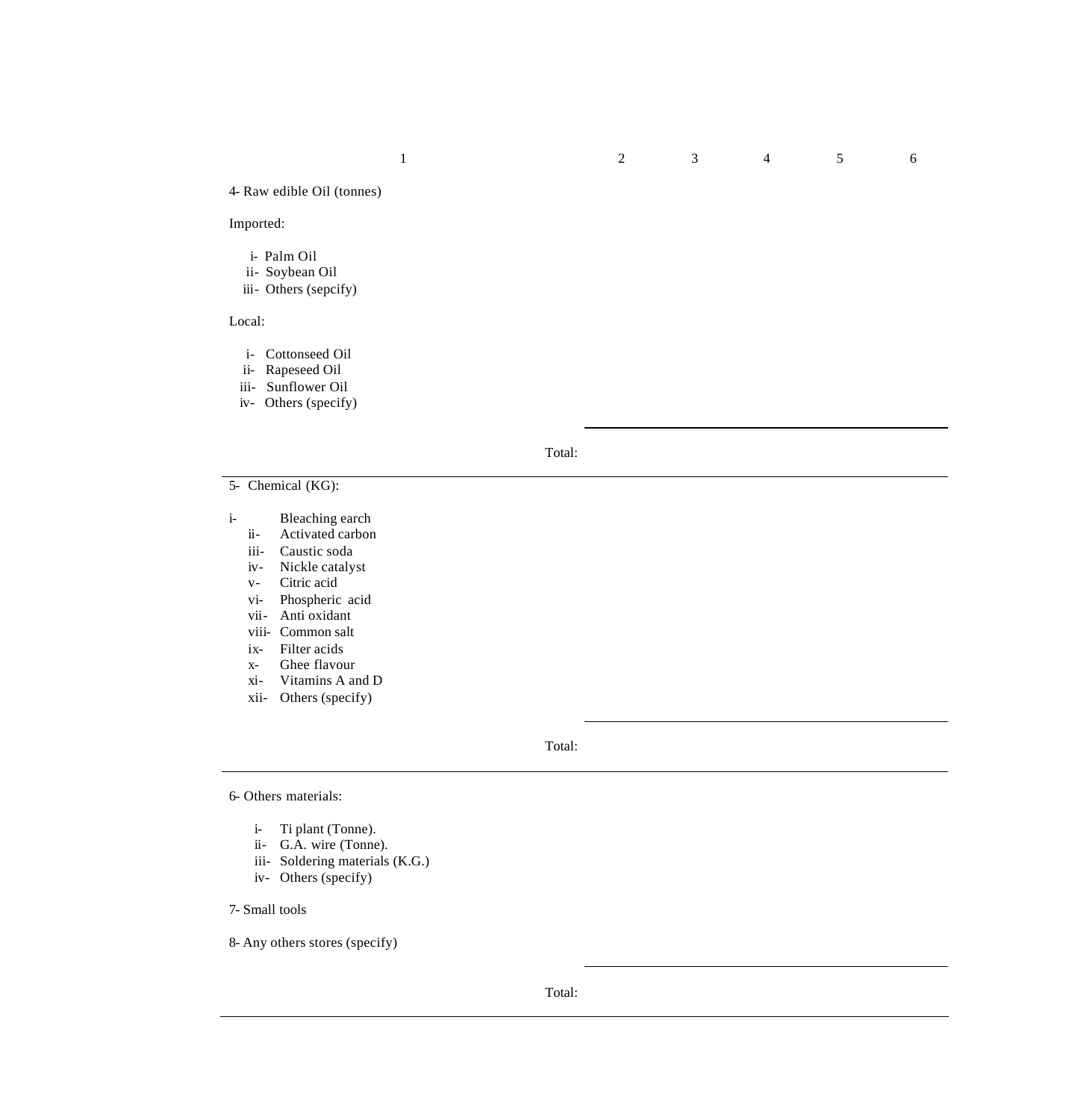| 1 | 2 | 3 | 4 | 5 | 6 |
|---|---|---|---|---|---|
| 4- Raw edible Oil (tonnes) | | | | | |
| Imported: | | | | | |
| i- Palm Oil | | | | | |
| ii- Soybean Oil | | | | | |
| iii- Others (sepcify) | | | | | |
| Local: | | | | | |
| i- Cottonseed Oil | | | | | |
| ii- Rapeseed Oil | | | | | |
| iii- Sunflower Oil | | | | | |
| iv- Others (specify) | | | | | |
| Total: | | | | | |
| 5- Chemical (KG): | | | | | |
| i- Bleaching earch | | | | | |
| ii- Activated carbon | | | | | |
| iii- Caustic soda | | | | | |
| iv- Nickle catalyst | | | | | |
| v- Citric acid | | | | | |
| vi- Phospheric acid | | | | | |
| vii- Anti oxidant | | | | | |
| viii- Common salt | | | | | |
| ix- Filter acids | | | | | |
| x- Ghee flavour | | | | | |
| xi- Vitamins A and D | | | | | |
| xii- Others (specify) | | | | | |
| Total: | | | | | |
| 6- Others materials: | | | | | |
| i- Ti plant (Tonne). | | | | | |
| ii- G.A. wire (Tonne). | | | | | |
| iii- Soldering materials (K.G.) | | | | | |
| iv- Others (specify) | | | | | |
| 7- Small tools | | | | | |
| 8- Any others stores (specify) | | | | | |
| Total: | | | | | |